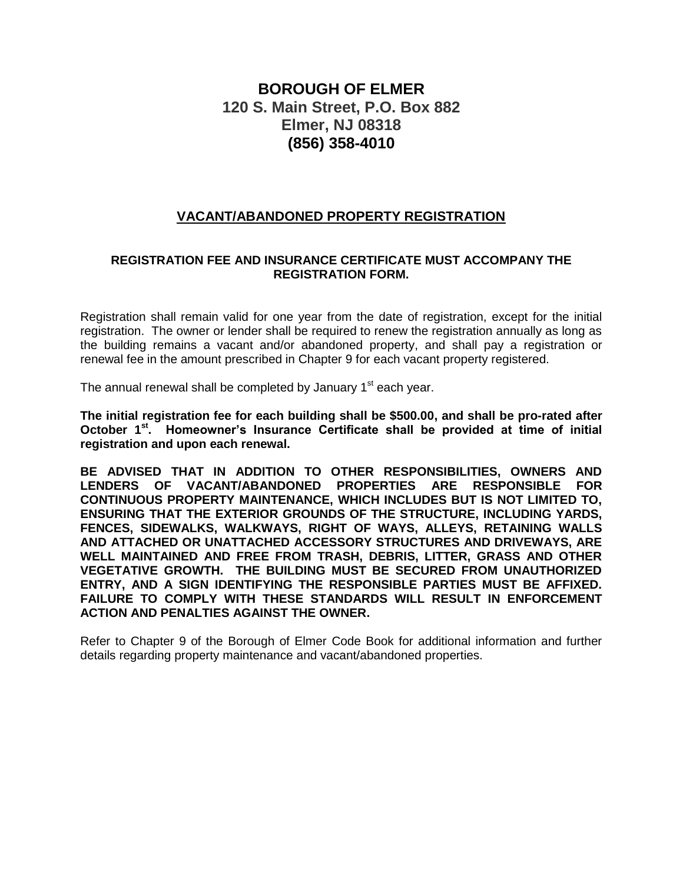# BOROUGH OF ELMER
## 120 S. Main Street, P.O. Box 882
## Elmer, NJ 08318
## (856) 358-4010

## VACANT/ABANDONED PROPERTY REGISTRATION

**REGISTRATION FEE AND INSURANCE CERTIFICATE MUST ACCOMPANY THE REGISTRATION FORM.**

Registration shall remain valid for one year from the date of registration, except for the initial registration. The owner or lender shall be required to renew the registration annually as long as the building remains a vacant and/or abandoned property, and shall pay a registration or renewal fee in the amount prescribed in Chapter 9 for each vacant property registered.

The annual renewal shall be completed by January 1st each year.

**The initial registration fee for each building shall be $500.00, and shall be pro-rated after October 1st. Homeowner's Insurance Certificate shall be provided at time of initial registration and upon each renewal.**

**BE ADVISED THAT IN ADDITION TO OTHER RESPONSIBILITIES, OWNERS AND LENDERS OF VACANT/ABANDONED PROPERTIES ARE RESPONSIBLE FOR CONTINUOUS PROPERTY MAINTENANCE, WHICH INCLUDES BUT IS NOT LIMITED TO, ENSURING THAT THE EXTERIOR GROUNDS OF THE STRUCTURE, INCLUDING YARDS, FENCES, SIDEWALKS, WALKWAYS, RIGHT OF WAYS, ALLEYS, RETAINING WALLS AND ATTACHED OR UNATTACHED ACCESSORY STRUCTURES AND DRIVEWAYS, ARE WELL MAINTAINED AND FREE FROM TRASH, DEBRIS, LITTER, GRASS AND OTHER VEGETATIVE GROWTH. THE BUILDING MUST BE SECURED FROM UNAUTHORIZED ENTRY, AND A SIGN IDENTIFYING THE RESPONSIBLE PARTIES MUST BE AFFIXED. FAILURE TO COMPLY WITH THESE STANDARDS WILL RESULT IN ENFORCEMENT ACTION AND PENALTIES AGAINST THE OWNER.**

Refer to Chapter 9 of the Borough of Elmer Code Book for additional information and further details regarding property maintenance and vacant/abandoned properties.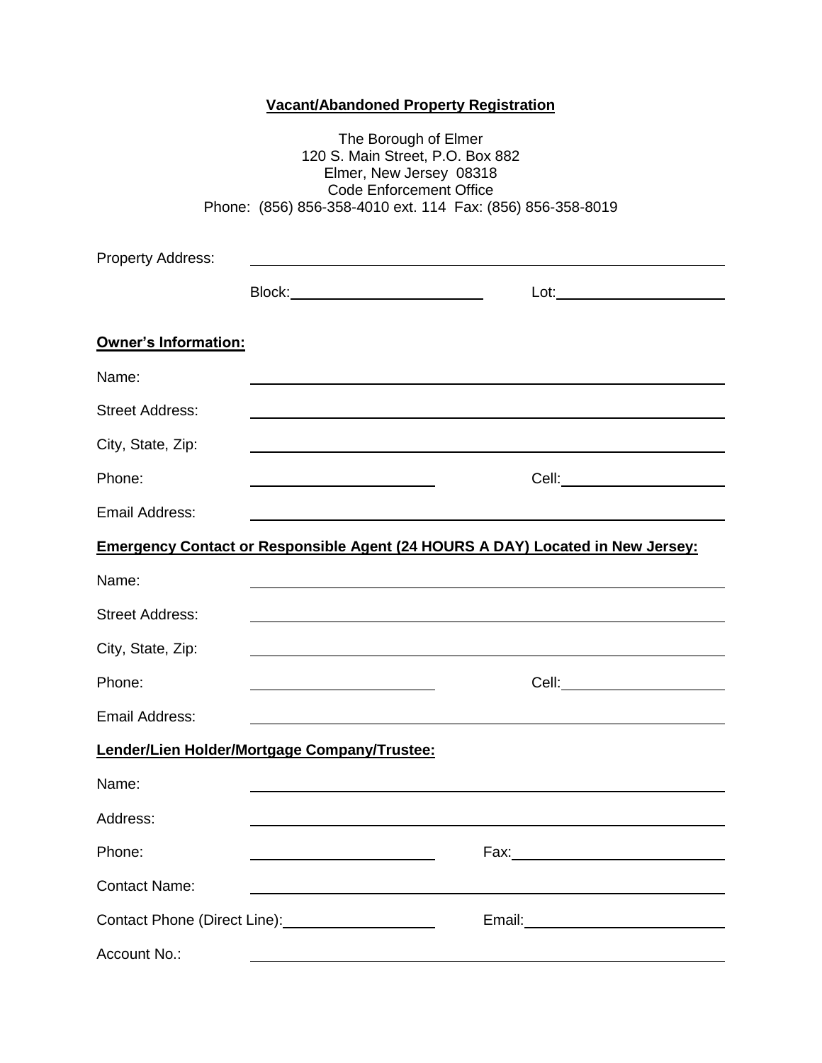# Vacant/Abandoned Property Registration

The Borough of Elmer
120 S. Main Street, P.O. Box 882
Elmer, New Jersey 08318
Code Enforcement Office
Phone: (856) 856-358-4010 ext. 114 Fax: (856) 856-358-8019

Property Address: ______________________________________________

Block: ____________________ Lot: ____________________

**Owner's Information:**

Name: ______________________________________________

Street Address: ______________________________________________

City, State, Zip: ______________________________________________

Phone: ____________________ Cell: ____________________

Email Address: ______________________________________________

**Emergency Contact or Responsible Agent (24 HOURS A DAY) Located in New Jersey:**

Name: ______________________________________________

Street Address: ______________________________________________

City, State, Zip: ______________________________________________

Phone: ____________________ Cell: ____________________

Email Address: ______________________________________________

**Lender/Lien Holder/Mortgage Company/Trustee:**

Name: ______________________________________________

Address: ______________________________________________

Phone: ____________________ Fax: ____________________

Contact Name: ______________________________________________

Contact Phone (Direct Line): ____________________ Email: ____________________

Account No.: ______________________________________________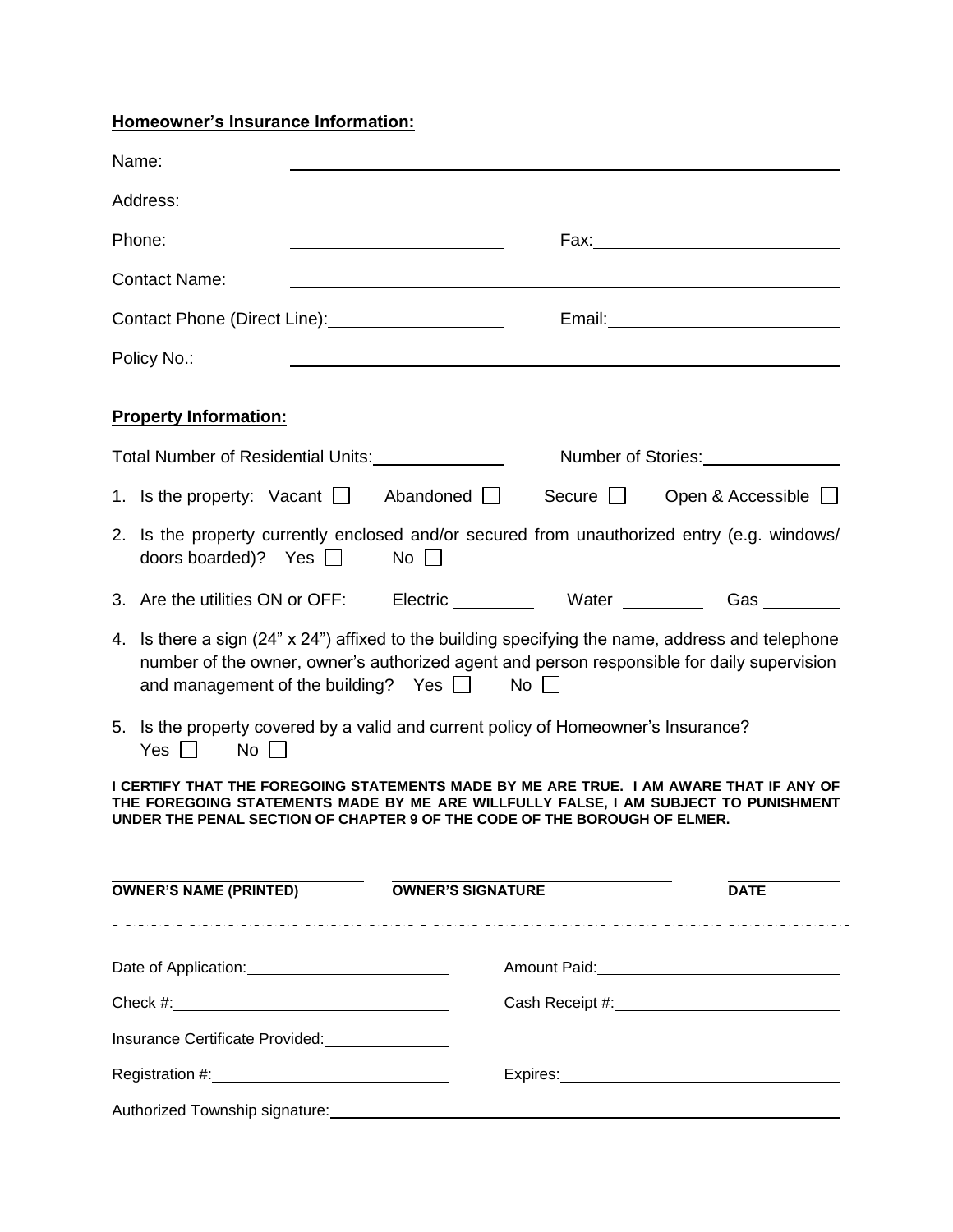**Homeowner's Insurance Information:**

Name: ______________________________________________

Address: ______________________________________________

Phone: ______________________ Fax: ______________________

Contact Name: ______________________________________________

Contact Phone (Direct Line): ______________________ Email: ______________________

Policy No.: ______________________________________________

**Property Information:**

Total Number of Residential Units: ______________ Number of Stories: ______________

1. Is the property: Vacant ☐ Abandoned ☐ Secure ☐ Open & Accessible ☐
2. Is the property currently enclosed and/or secured from unauthorized entry (e.g. windows/ doors boarded)? Yes ☐ No ☐
3. Are the utilities ON or OFF: Electric ________ Water ________ Gas ________
4. Is there a sign (24" x 24") affixed to the building specifying the name, address and telephone number of the owner, owner's authorized agent and person responsible for daily supervision and management of the building? Yes ☐ No ☐
5. Is the property covered by a valid and current policy of Homeowner's Insurance? Yes ☐ No ☐

**I CERTIFY THAT THE FOREGOING STATEMENTS MADE BY ME ARE TRUE. I AM AWARE THAT IF ANY OF THE FOREGOING STATEMENTS MADE BY ME ARE WILLFULLY FALSE, I AM SUBJECT TO PUNISHMENT UNDER THE PENAL SECTION OF CHAPTER 9 OF THE CODE OF THE BOROUGH OF ELMER.**

______________________ ______________________ ____________

**OWNER'S NAME (PRINTED)** **OWNER'S SIGNATURE** **DATE**

---

Date of Application: ______________________ Amount Paid: ______________________

Check #: ______________________ Cash Receipt #: ______________________

Insurance Certificate Provided: ______________

Registration #: ______________________ Expires: ______________________

Authorized Township signature: ______________________________________________